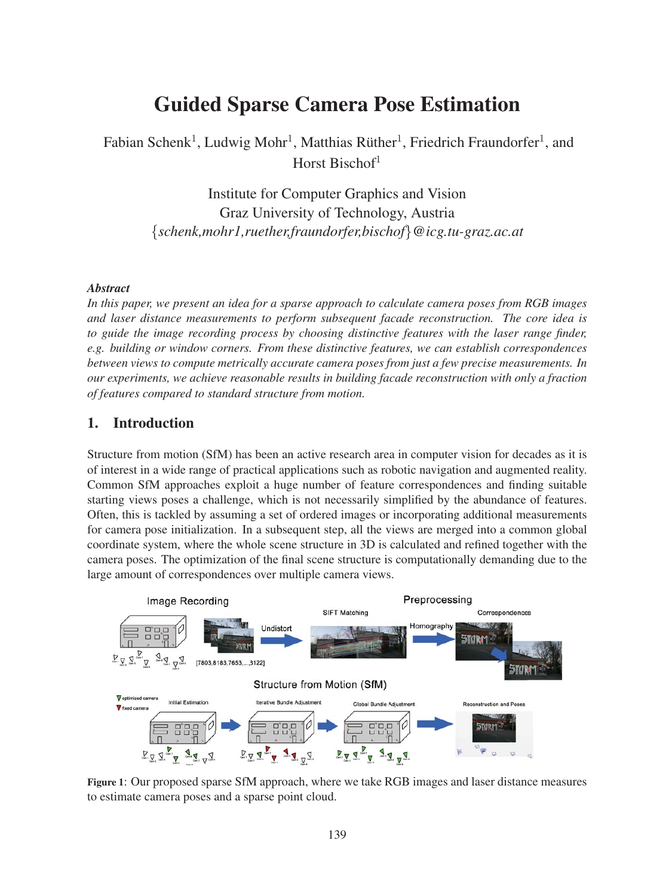# Guided Sparse Camera Pose Estimation

Fabian Schenk[1], Ludwig Mohr[1], Matthias Rüther[1], Friedrich Fraundorfer[1], and Horst Bischof[1]

Institute for Computer Graphics and Vision
Graz University of Technology, Austria
{schenk,mohr1,ruether,fraundorfer,bischof}@icg.tu-graz.ac.at

### *Abstract*

*In this paper, we present an idea for a sparse approach to calculate camera poses from RGB images and laser distance measurements to perform subsequent facade reconstruction. The core idea is to guide the image recording process by choosing distinctive features with the laser range finder, e.g. building or window corners. From these distinctive features, we can establish correspondences between views to compute metrically accurate camera poses from just a few precise measurements. In our experiments, we achieve reasonable results in building facade reconstruction with only a fraction of features compared to standard structure from motion.*

## 1. Introduction

Structure from motion (SfM) has been an active research area in computer vision for decades as it is of interest in a wide range of practical applications such as robotic navigation and augmented reality. Common SfM approaches exploit a huge number of feature correspondences and finding suitable starting views poses a challenge, which is not necessarily simplified by the abundance of features. Often, this is tackled by assuming a set of ordered images or incorporating additional measurements for camera pose initialization. In a subsequent step, all the views are merged into a common global coordinate system, where the whole scene structure in 3D is calculated and refined together with the camera poses. The optimization of the final scene structure is computationally demanding due to the large amount of correspondences over multiple camera views.

**Figure 1**: Our proposed sparse SfM approach, where we take RGB images and laser distance measures to estimate camera poses and a sparse point cloud.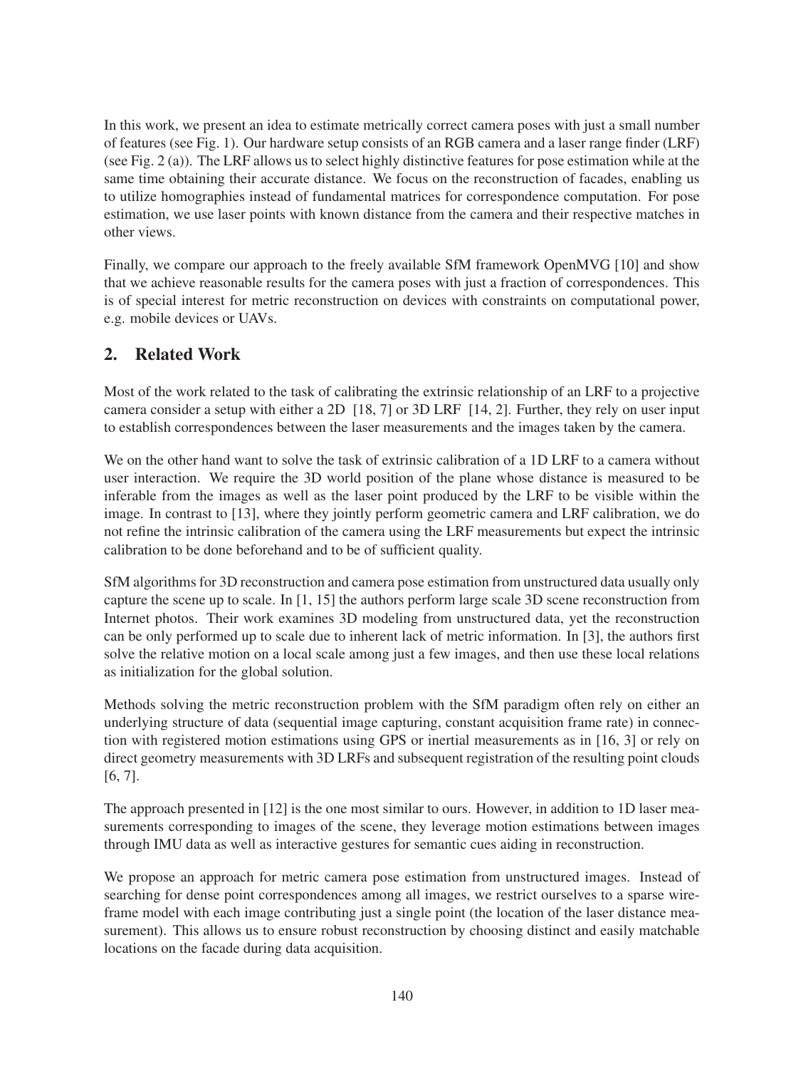In this work, we present an idea to estimate metrically correct camera poses with just a small number of features (see Fig. 1). Our hardware setup consists of an RGB camera and a laser range finder (LRF) (see Fig. 2 (a)). The LRF allows us to select highly distinctive features for pose estimation while at the same time obtaining their accurate distance. We focus on the reconstruction of facades, enabling us to utilize homographies instead of fundamental matrices for correspondence computation. For pose estimation, we use laser points with known distance from the camera and their respective matches in other views.

Finally, we compare our approach to the freely available SfM framework OpenMVG [10] and show that we achieve reasonable results for the camera poses with just a fraction of correspondences. This is of special interest for metric reconstruction on devices with constraints on computational power, e.g. mobile devices or UAVs.

## 2. Related Work

Most of the work related to the task of calibrating the extrinsic relationship of an LRF to a projective camera consider a setup with either a 2D [18, 7] or 3D LRF [14, 2]. Further, they rely on user input to establish correspondences between the laser measurements and the images taken by the camera.

We on the other hand want to solve the task of extrinsic calibration of a 1D LRF to a camera without user interaction. We require the 3D world position of the plane whose distance is measured to be inferable from the images as well as the laser point produced by the LRF to be visible within the image. In contrast to [13], where they jointly perform geometric camera and LRF calibration, we do not refine the intrinsic calibration of the camera using the LRF measurements but expect the intrinsic calibration to be done beforehand and to be of sufficient quality.

SfM algorithms for 3D reconstruction and camera pose estimation from unstructured data usually only capture the scene up to scale. In [1, 15] the authors perform large scale 3D scene reconstruction from Internet photos. Their work examines 3D modeling from unstructured data, yet the reconstruction can be only performed up to scale due to inherent lack of metric information. In [3], the authors first solve the relative motion on a local scale among just a few images, and then use these local relations as initialization for the global solution.

Methods solving the metric reconstruction problem with the SfM paradigm often rely on either an underlying structure of data (sequential image capturing, constant acquisition frame rate) in connection with registered motion estimations using GPS or inertial measurements as in [16, 3] or rely on direct geometry measurements with 3D LRFs and subsequent registration of the resulting point clouds [6, 7].

The approach presented in [12] is the one most similar to ours. However, in addition to 1D laser measurements corresponding to images of the scene, they leverage motion estimations between images through IMU data as well as interactive gestures for semantic cues aiding in reconstruction.

We propose an approach for metric camera pose estimation from unstructured images. Instead of searching for dense point correspondences among all images, we restrict ourselves to a sparse wireframe model with each image contributing just a single point (the location of the laser distance measurement). This allows us to ensure robust reconstruction by choosing distinct and easily matchable locations on the facade during data acquisition.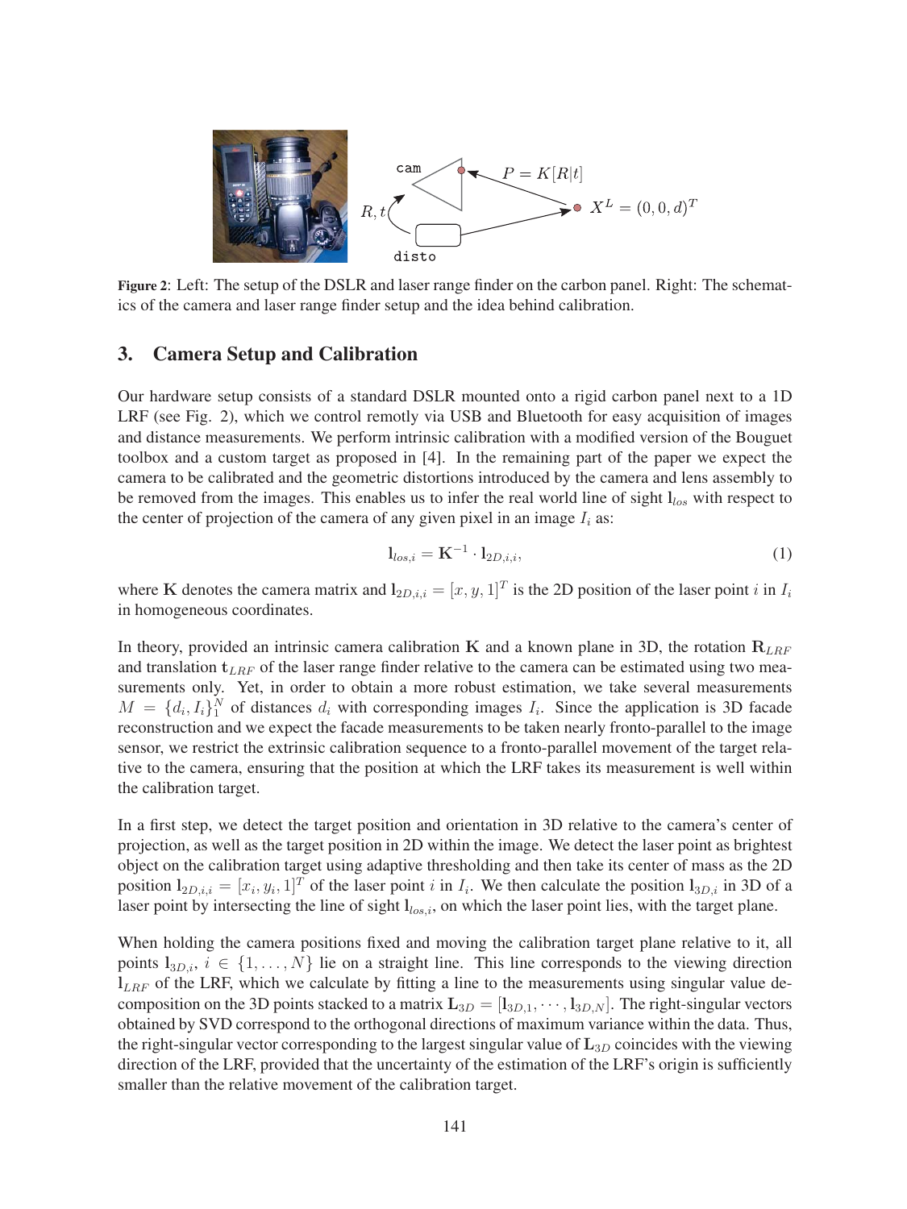Figure 2: Left: The setup of the DSLR and laser range finder on the carbon panel. Right: The schematics of the camera and laser range finder setup and the idea behind calibration.

## 3. Camera Setup and Calibration

Our hardware setup consists of a standard DSLR mounted onto a rigid carbon panel next to a 1D LRF (see Fig. 2), which we control remotly via USB and Bluetooth for easy acquisition of images and distance measurements. We perform intrinsic calibration with a modified version of the Bouguet toolbox and a custom target as proposed in [4]. In the remaining part of the paper we expect the camera to be calibrated and the geometric distortions introduced by the camera and lens assembly to be removed from the images. This enables us to infer the real world line of sight $\mathbf{l}_{los}$ with respect to the center of projection of the camera of any given pixel in an image $I_i$ as:

$$\mathbf{l}_{los,i} = \mathbf{K}^{-1} \cdot \mathbf{l}_{2D,i,i}, \tag{1}$$

where $\mathbf{K}$ denotes the camera matrix and $\mathbf{l}_{2D,i,i} = [x, y, 1]^T$ is the 2D position of the laser point $i$ in $I_i$ in homogeneous coordinates.

In theory, provided an intrinsic camera calibration $\mathbf{K}$ and a known plane in 3D, the rotation $\mathbf{R}_{LRF}$ and translation $\mathbf{t}_{LRF}$ of the laser range finder relative to the camera can be estimated using two measurements only. Yet, in order to obtain a more robust estimation, we take several measurements $M = \{d_i, I_i\}_1^N$ of distances $d_i$ with corresponding images $I_i$. Since the application is 3D facade reconstruction and we expect the facade measurements to be taken nearly fronto-parallel to the image sensor, we restrict the extrinsic calibration sequence to a fronto-parallel movement of the target relative to the camera, ensuring that the position at which the LRF takes its measurement is well within the calibration target.

In a first step, we detect the target position and orientation in 3D relative to the camera's center of projection, as well as the target position in 2D within the image. We detect the laser point as brightest object on the calibration target using adaptive thresholding and then take its center of mass as the 2D position $\mathbf{l}_{2D,i,i} = [x_i, y_i, 1]^T$ of the laser point $i$ in $I_i$. We then calculate the position $\mathbf{l}_{3D,i}$ in 3D of a laser point by intersecting the line of sight $\mathbf{l}_{los,i}$, on which the laser point lies, with the target plane.

When holding the camera positions fixed and moving the calibration target plane relative to it, all points $\mathbf{l}_{3D,i}$, $i \in \{1, \ldots, N\}$ lie on a straight line. This line corresponds to the viewing direction $\mathbf{l}_{LRF}$ of the LRF, which we calculate by fitting a line to the measurements using singular value decomposition on the 3D points stacked to a matrix $\mathbf{L}_{3D} = [\mathbf{l}_{3D,1}, \cdots, \mathbf{l}_{3D,N}]$. The right-singular vectors obtained by SVD correspond to the orthogonal directions of maximum variance within the data. Thus, the right-singular vector corresponding to the largest singular value of $\mathbf{L}_{3D}$ coincides with the viewing direction of the LRF, provided that the uncertainty of the estimation of the LRF's origin is sufficiently smaller than the relative movement of the calibration target.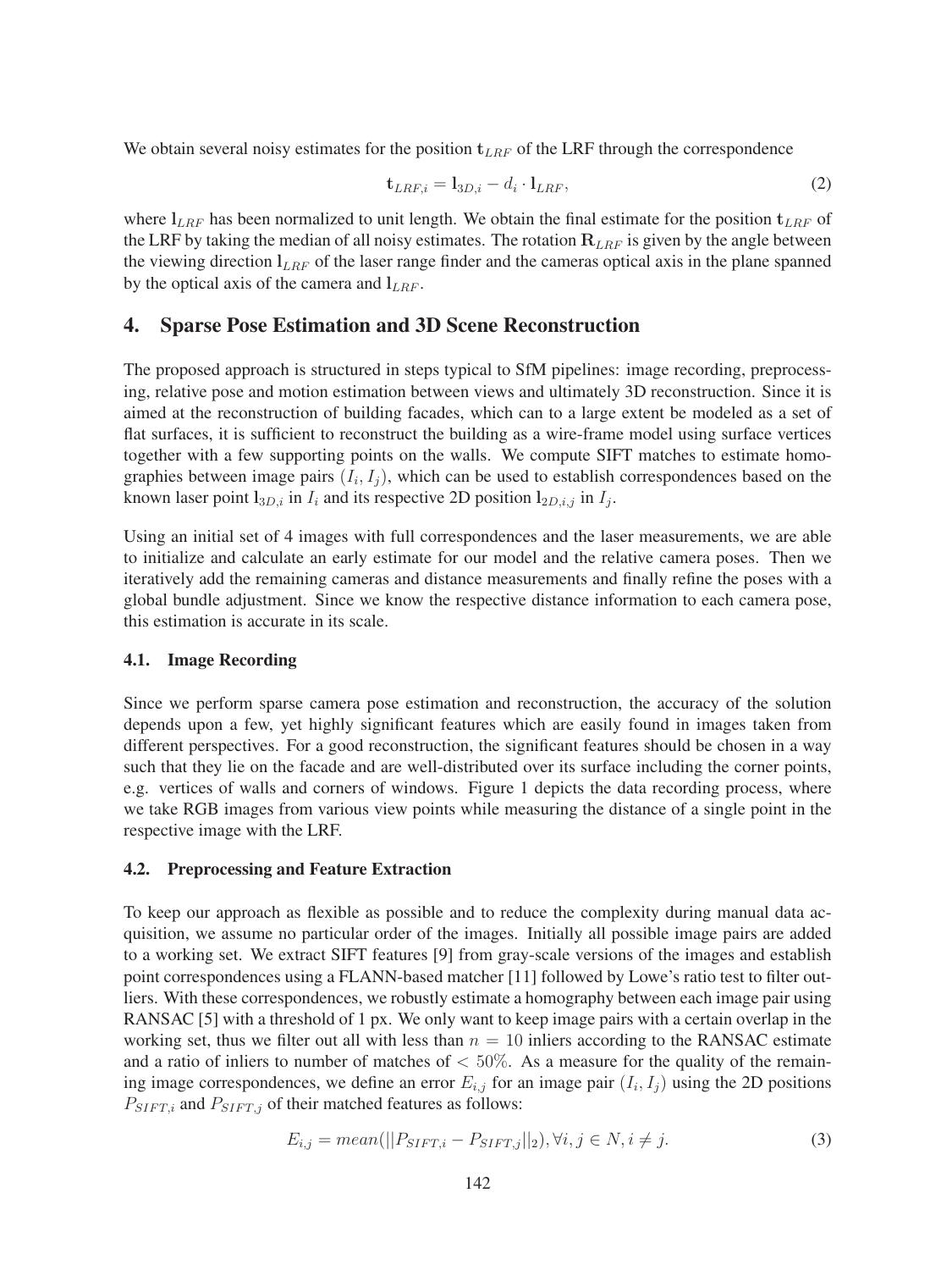We obtain several noisy estimates for the position $\mathbf{t}_{LRF}$ of the LRF through the correspondence

$$\mathbf{t}_{LRF,i} = \mathbf{l}_{3D,i} - d_i \cdot \mathbf{l}_{LRF}, \tag{2}$$

where $\mathbf{l}_{LRF}$ has been normalized to unit length. We obtain the final estimate for the position $\mathbf{t}_{LRF}$ of the LRF by taking the median of all noisy estimates. The rotation $\mathbf{R}_{LRF}$ is given by the angle between the viewing direction $\mathbf{l}_{LRF}$ of the laser range finder and the cameras optical axis in the plane spanned by the optical axis of the camera and $\mathbf{l}_{LRF}$.

## 4. Sparse Pose Estimation and 3D Scene Reconstruction

The proposed approach is structured in steps typical to SfM pipelines: image recording, preprocessing, relative pose and motion estimation between views and ultimately 3D reconstruction. Since it is aimed at the reconstruction of building facades, which can to a large extent be modeled as a set of flat surfaces, it is sufficient to reconstruct the building as a wire-frame model using surface vertices together with a few supporting points on the walls. We compute SIFT matches to estimate homographies between image pairs $(I_i, I_j)$, which can be used to establish correspondences based on the known laser point $\mathbf{l}_{3D,i}$ in $I_i$ and its respective 2D position $\mathbf{l}_{2D,i,j}$ in $I_j$.

Using an initial set of 4 images with full correspondences and the laser measurements, we are able to initialize and calculate an early estimate for our model and the relative camera poses. Then we iteratively add the remaining cameras and distance measurements and finally refine the poses with a global bundle adjustment. Since we know the respective distance information to each camera pose, this estimation is accurate in its scale.

### 4.1. Image Recording

Since we perform sparse camera pose estimation and reconstruction, the accuracy of the solution depends upon a few, yet highly significant features which are easily found in images taken from different perspectives. For a good reconstruction, the significant features should be chosen in a way such that they lie on the facade and are well-distributed over its surface including the corner points, e.g. vertices of walls and corners of windows. Figure 1 depicts the data recording process, where we take RGB images from various view points while measuring the distance of a single point in the respective image with the LRF.

### 4.2. Preprocessing and Feature Extraction

To keep our approach as flexible as possible and to reduce the complexity during manual data acquisition, we assume no particular order of the images. Initially all possible image pairs are added to a working set. We extract SIFT features [9] from gray-scale versions of the images and establish point correspondences using a FLANN-based matcher [11] followed by Lowe's ratio test to filter outliers. With these correspondences, we robustly estimate a homography between each image pair using RANSAC [5] with a threshold of 1 px. We only want to keep image pairs with a certain overlap in the working set, thus we filter out all with less than $n = 10$ inliers according to the RANSAC estimate and a ratio of inliers to number of matches of $< 50\%$. As a measure for the quality of the remaining image correspondences, we define an error $E_{i,j}$ for an image pair $(I_i, I_j)$ using the 2D positions $P_{SIFT,i}$ and $P_{SIFT,j}$ of their matched features as follows:

$$E_{i,j} = mean(||P_{SIFT,i} - P_{SIFT,j}||_2), \forall i, j \in N, i \neq j. \tag{3}$$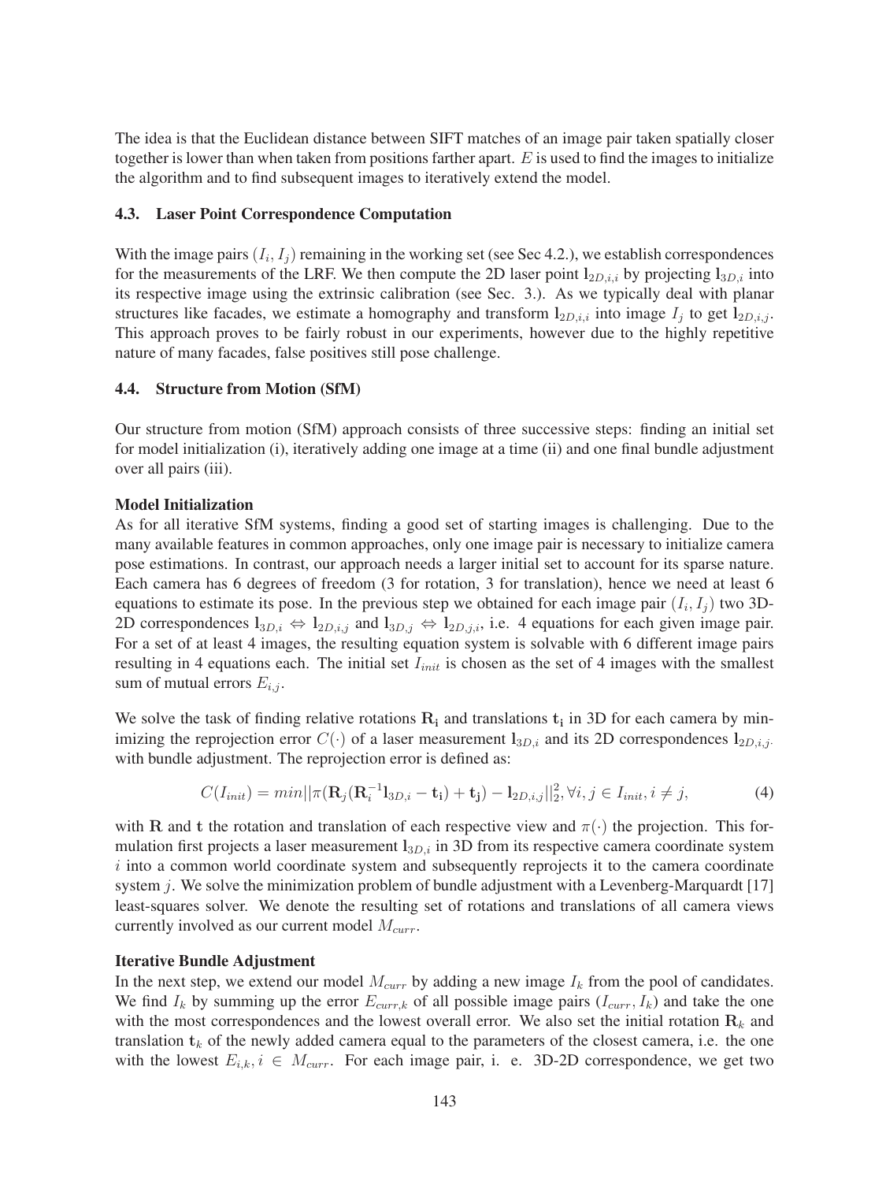The idea is that the Euclidean distance between SIFT matches of an image pair taken spatially closer together is lower than when taken from positions farther apart. $E$ is used to find the images to initialize the algorithm and to find subsequent images to iteratively extend the model.

### 4.3. Laser Point Correspondence Computation

With the image pairs $(I_i, I_j)$ remaining in the working set (see Sec 4.2.), we establish correspondences for the measurements of the LRF. We then compute the 2D laser point $\mathbf{l}_{2D,i,i}$ by projecting $\mathbf{l}_{3D,i}$ into its respective image using the extrinsic calibration (see Sec. 3.). As we typically deal with planar structures like facades, we estimate a homography and transform $\mathbf{l}_{2D,i,i}$ into image $I_j$ to get $\mathbf{l}_{2D,i,j}$. This approach proves to be fairly robust in our experiments, however due to the highly repetitive nature of many facades, false positives still pose challenge.

### 4.4. Structure from Motion (SfM)

Our structure from motion (SfM) approach consists of three successive steps: finding an initial set for model initialization (i), iteratively adding one image at a time (ii) and one final bundle adjustment over all pairs (iii).

**Model Initialization**

As for all iterative SfM systems, finding a good set of starting images is challenging. Due to the many available features in common approaches, only one image pair is necessary to initialize camera pose estimations. In contrast, our approach needs a larger initial set to account for its sparse nature. Each camera has 6 degrees of freedom (3 for rotation, 3 for translation), hence we need at least 6 equations to estimate its pose. In the previous step we obtained for each image pair $(I_i, I_j)$ two 3D-2D correspondences $\mathbf{l}_{3D,i} \Leftrightarrow \mathbf{l}_{2D,i,j}$ and $\mathbf{l}_{3D,j} \Leftrightarrow \mathbf{l}_{2D,j,i}$, i.e. 4 equations for each given image pair. For a set of at least 4 images, the resulting equation system is solvable with 6 different image pairs resulting in 4 equations each. The initial set $I_{init}$ is chosen as the set of 4 images with the smallest sum of mutual errors $E_{i,j}$.

We solve the task of finding relative rotations $\mathbf{R_i}$ and translations $\mathbf{t_i}$ in 3D for each camera by minimizing the reprojection error $C(\cdot)$ of a laser measurement $\mathbf{l}_{3D,i}$ and its 2D correspondences $\mathbf{l}_{2D,i,j}$. with bundle adjustment. The reprojection error is defined as:

$$C(I_{init}) = min||\pi(\mathbf{R}_j(\mathbf{R}_i^{-1}\mathbf{l}_{3D,i} - \mathbf{t_i}) + \mathbf{t_j}) - \mathbf{l}_{2D,i,j}||_2^2, \forall i, j \in I_{init}, i \neq j, \tag{4}$$

with $\mathbf{R}$ and $\mathbf{t}$ the rotation and translation of each respective view and $\pi(\cdot)$ the projection. This formulation first projects a laser measurement $\mathbf{l}_{3D,i}$ in 3D from its respective camera coordinate system $i$ into a common world coordinate system and subsequently reprojects it to the camera coordinate system $j$. We solve the minimization problem of bundle adjustment with a Levenberg-Marquardt [17] least-squares solver. We denote the resulting set of rotations and translations of all camera views currently involved as our current model $M_{curr}$.

**Iterative Bundle Adjustment**

In the next step, we extend our model $M_{curr}$ by adding a new image $I_k$ from the pool of candidates. We find $I_k$ by summing up the error $E_{curr,k}$ of all possible image pairs $(I_{curr}, I_k)$ and take the one with the most correspondences and the lowest overall error. We also set the initial rotation $\mathbf{R}_k$ and translation $\mathbf{t}_k$ of the newly added camera equal to the parameters of the closest camera, i.e. the one with the lowest $E_{i,k}, i \in M_{curr}$. For each image pair, i. e. 3D-2D correspondence, we get two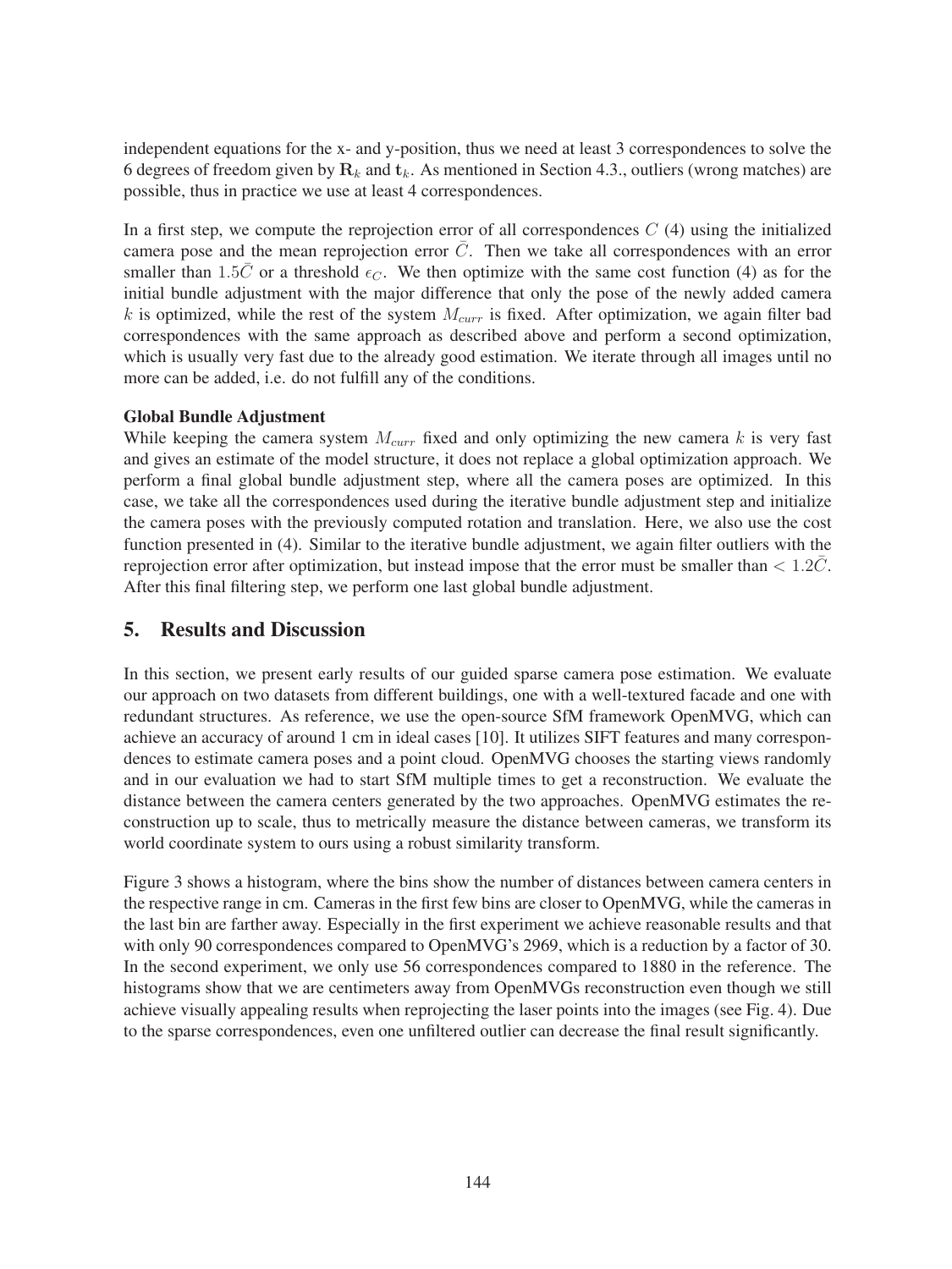independent equations for the x- and y-position, thus we need at least 3 correspondences to solve the 6 degrees of freedom given by $\mathbf{R}_k$ and $\mathbf{t}_k$. As mentioned in Section 4.3., outliers (wrong matches) are possible, thus in practice we use at least 4 correspondences.

In a first step, we compute the reprojection error of all correspondences $C$ (4) using the initialized camera pose and the mean reprojection error $\bar{C}$. Then we take all correspondences with an error smaller than $1.5\bar{C}$ or a threshold $\epsilon_C$. We then optimize with the same cost function (4) as for the initial bundle adjustment with the major difference that only the pose of the newly added camera $k$ is optimized, while the rest of the system $M_{curr}$ is fixed. After optimization, we again filter bad correspondences with the same approach as described above and perform a second optimization, which is usually very fast due to the already good estimation. We iterate through all images until no more can be added, i.e. do not fulfill any of the conditions.

**Global Bundle Adjustment**

While keeping the camera system $M_{curr}$ fixed and only optimizing the new camera $k$ is very fast and gives an estimate of the model structure, it does not replace a global optimization approach. We perform a final global bundle adjustment step, where all the camera poses are optimized. In this case, we take all the correspondences used during the iterative bundle adjustment step and initialize the camera poses with the previously computed rotation and translation. Here, we also use the cost function presented in (4). Similar to the iterative bundle adjustment, we again filter outliers with the reprojection error after optimization, but instead impose that the error must be smaller than $< 1.2\bar{C}$. After this final filtering step, we perform one last global bundle adjustment.

## 5. Results and Discussion

In this section, we present early results of our guided sparse camera pose estimation. We evaluate our approach on two datasets from different buildings, one with a well-textured facade and one with redundant structures. As reference, we use the open-source SfM framework OpenMVG, which can achieve an accuracy of around 1 cm in ideal cases [10]. It utilizes SIFT features and many correspondences to estimate camera poses and a point cloud. OpenMVG chooses the starting views randomly and in our evaluation we had to start SfM multiple times to get a reconstruction. We evaluate the distance between the camera centers generated by the two approaches. OpenMVG estimates the reconstruction up to scale, thus to metrically measure the distance between cameras, we transform its world coordinate system to ours using a robust similarity transform.

Figure 3 shows a histogram, where the bins show the number of distances between camera centers in the respective range in cm. Cameras in the first few bins are closer to OpenMVG, while the cameras in the last bin are farther away. Especially in the first experiment we achieve reasonable results and that with only 90 correspondences compared to OpenMVG's 2969, which is a reduction by a factor of 30. In the second experiment, we only use 56 correspondences compared to 1880 in the reference. The histograms show that we are centimeters away from OpenMVGs reconstruction even though we still achieve visually appealing results when reprojecting the laser points into the images (see Fig. 4). Due to the sparse correspondences, even one unfiltered outlier can decrease the final result significantly.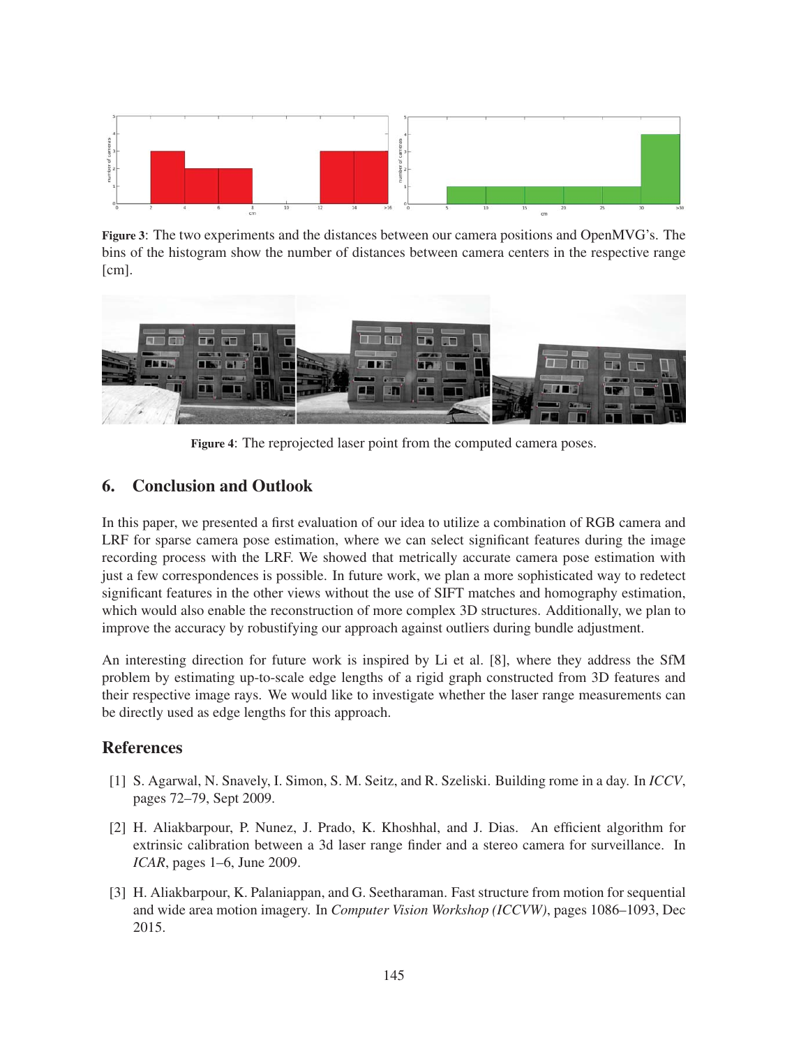**Figure 3**: The two experiments and the distances between our camera positions and OpenMVG's. The bins of the histogram show the number of distances between camera centers in the respective range [cm].

**Figure 4**: The reprojected laser point from the computed camera poses.

## 6. Conclusion and Outlook

In this paper, we presented a first evaluation of our idea to utilize a combination of RGB camera and LRF for sparse camera pose estimation, where we can select significant features during the image recording process with the LRF. We showed that metrically accurate camera pose estimation with just a few correspondences is possible. In future work, we plan a more sophisticated way to redetect significant features in the other views without the use of SIFT matches and homography estimation, which would also enable the reconstruction of more complex 3D structures. Additionally, we plan to improve the accuracy by robustifying our approach against outliers during bundle adjustment.

An interesting direction for future work is inspired by Li et al. [8], where they address the SfM problem by estimating up-to-scale edge lengths of a rigid graph constructed from 3D features and their respective image rays. We would like to investigate whether the laser range measurements can be directly used as edge lengths for this approach.

## References

[1] S. Agarwal, N. Snavely, I. Simon, S. M. Seitz, and R. Szeliski. Building rome in a day. In *ICCV*, pages 72–79, Sept 2009.

[2] H. Aliakbarpour, P. Nunez, J. Prado, K. Khoshhal, and J. Dias. An efficient algorithm for extrinsic calibration between a 3d laser range finder and a stereo camera for surveillance. In *ICAR*, pages 1–6, June 2009.

[3] H. Aliakbarpour, K. Palaniappan, and G. Seetharaman. Fast structure from motion for sequential and wide area motion imagery. In *Computer Vision Workshop (ICCVW)*, pages 1086–1093, Dec 2015.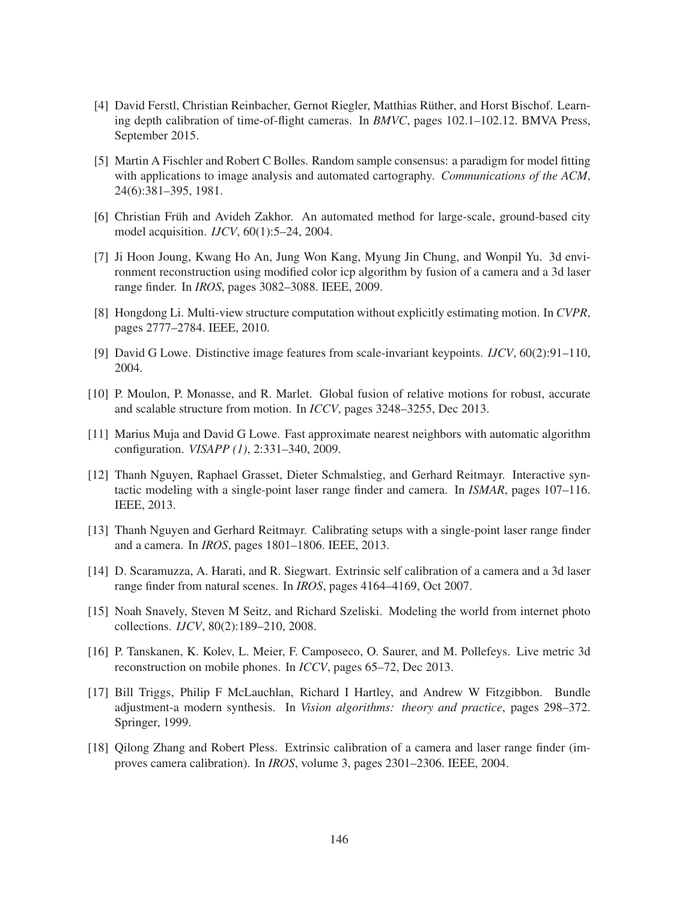[4] David Ferstl, Christian Reinbacher, Gernot Riegler, Matthias Rüther, and Horst Bischof. Learning depth calibration of time-of-flight cameras. In *BMVC*, pages 102.1–102.12. BMVA Press, September 2015.

[5] Martin A Fischler and Robert C Bolles. Random sample consensus: a paradigm for model fitting with applications to image analysis and automated cartography. *Communications of the ACM*, 24(6):381–395, 1981.

[6] Christian Früh and Avideh Zakhor. An automated method for large-scale, ground-based city model acquisition. *IJCV*, 60(1):5–24, 2004.

[7] Ji Hoon Joung, Kwang Ho An, Jung Won Kang, Myung Jin Chung, and Wonpil Yu. 3d environment reconstruction using modified color icp algorithm by fusion of a camera and a 3d laser range finder. In *IROS*, pages 3082–3088. IEEE, 2009.

[8] Hongdong Li. Multi-view structure computation without explicitly estimating motion. In *CVPR*, pages 2777–2784. IEEE, 2010.

[9] David G Lowe. Distinctive image features from scale-invariant keypoints. *IJCV*, 60(2):91–110, 2004.

[10] P. Moulon, P. Monasse, and R. Marlet. Global fusion of relative motions for robust, accurate and scalable structure from motion. In *ICCV*, pages 3248–3255, Dec 2013.

[11] Marius Muja and David G Lowe. Fast approximate nearest neighbors with automatic algorithm configuration. *VISAPP (1)*, 2:331–340, 2009.

[12] Thanh Nguyen, Raphael Grasset, Dieter Schmalstieg, and Gerhard Reitmayr. Interactive syntactic modeling with a single-point laser range finder and camera. In *ISMAR*, pages 107–116. IEEE, 2013.

[13] Thanh Nguyen and Gerhard Reitmayr. Calibrating setups with a single-point laser range finder and a camera. In *IROS*, pages 1801–1806. IEEE, 2013.

[14] D. Scaramuzza, A. Harati, and R. Siegwart. Extrinsic self calibration of a camera and a 3d laser range finder from natural scenes. In *IROS*, pages 4164–4169, Oct 2007.

[15] Noah Snavely, Steven M Seitz, and Richard Szeliski. Modeling the world from internet photo collections. *IJCV*, 80(2):189–210, 2008.

[16] P. Tanskanen, K. Kolev, L. Meier, F. Camposeco, O. Saurer, and M. Pollefeys. Live metric 3d reconstruction on mobile phones. In *ICCV*, pages 65–72, Dec 2013.

[17] Bill Triggs, Philip F McLauchlan, Richard I Hartley, and Andrew W Fitzgibbon. Bundle adjustment-a modern synthesis. In *Vision algorithms: theory and practice*, pages 298–372. Springer, 1999.

[18] Qilong Zhang and Robert Pless. Extrinsic calibration of a camera and laser range finder (improves camera calibration). In *IROS*, volume 3, pages 2301–2306. IEEE, 2004.